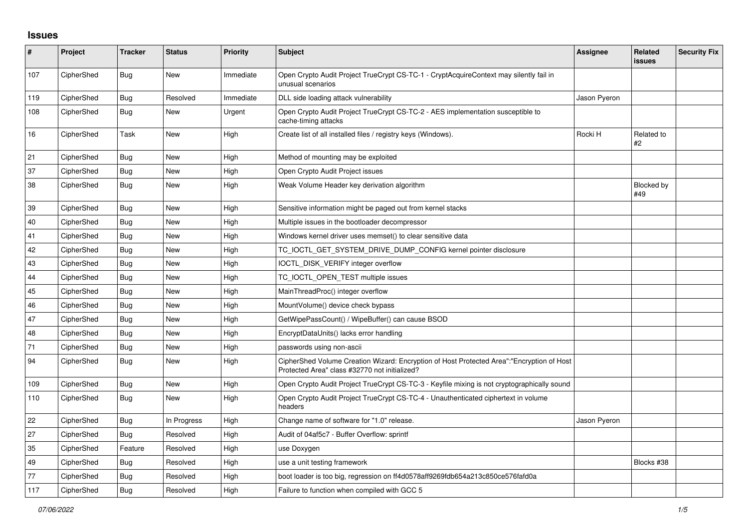# Issues

| # | Project | Tracker | Status | Priority | Subject | Assignee | Related issues | Security Fix |
|---|---|---|---|---|---|---|---|---|
| 107 | CipherShed | Bug | New | Immediate | Open Crypto Audit Project TrueCrypt CS-TC-1 - CryptAcquireContext may silently fail in unusual scenarios | | | |
| 119 | CipherShed | Bug | Resolved | Immediate | DLL side loading attack vulnerability | Jason Pyeron | | |
| 108 | CipherShed | Bug | New | Urgent | Open Crypto Audit Project TrueCrypt CS-TC-2 - AES implementation susceptible to cache-timing attacks | | | |
| 16 | CipherShed | Task | New | High | Create list of all installed files / registry keys (Windows). | Rocki H | Related to #2 | |
| 21 | CipherShed | Bug | New | High | Method of mounting may be exploited | | | |
| 37 | CipherShed | Bug | New | High | Open Crypto Audit Project issues | | | |
| 38 | CipherShed | Bug | New | High | Weak Volume Header key derivation algorithm | | Blocked by #49 | |
| 39 | CipherShed | Bug | New | High | Sensitive information might be paged out from kernel stacks | | | |
| 40 | CipherShed | Bug | New | High | Multiple issues in the bootloader decompressor | | | |
| 41 | CipherShed | Bug | New | High | Windows kernel driver uses memset() to clear sensitive data | | | |
| 42 | CipherShed | Bug | New | High | TC_IOCTL_GET_SYSTEM_DRIVE_DUMP_CONFIG kernel pointer disclosure | | | |
| 43 | CipherShed | Bug | New | High | IOCTL_DISK_VERIFY integer overflow | | | |
| 44 | CipherShed | Bug | New | High | TC_IOCTL_OPEN_TEST multiple issues | | | |
| 45 | CipherShed | Bug | New | High | MainThreadProc() integer overflow | | | |
| 46 | CipherShed | Bug | New | High | MountVolume() device check bypass | | | |
| 47 | CipherShed | Bug | New | High | GetWipePassCount() / WipeBuffer() can cause BSOD | | | |
| 48 | CipherShed | Bug | New | High | EncryptDataUnits() lacks error handling | | | |
| 71 | CipherShed | Bug | New | High | passwords using non-ascii | | | |
| 94 | CipherShed | Bug | New | High | CipherShed Volume Creation Wizard: Encryption of Host Protected Area":"Encryption of Host Protected Area" class #32770 not initialized? | | | |
| 109 | CipherShed | Bug | New | High | Open Crypto Audit Project TrueCrypt CS-TC-3 - Keyfile mixing is not cryptographically sound | | | |
| 110 | CipherShed | Bug | New | High | Open Crypto Audit Project TrueCrypt CS-TC-4 - Unauthenticated ciphertext in volume headers | | | |
| 22 | CipherShed | Bug | In Progress | High | Change name of software for "1.0" release. | Jason Pyeron | | |
| 27 | CipherShed | Bug | Resolved | High | Audit of 04af5c7 - Buffer Overflow: sprintf | | | |
| 35 | CipherShed | Feature | Resolved | High | use Doxygen | | | |
| 49 | CipherShed | Bug | Resolved | High | use a unit testing framework | | Blocks #38 | |
| 77 | CipherShed | Bug | Resolved | High | boot loader is too big, regression on ff4d0578aff9269fdb654a213c850ce576fafd0a | | | |
| 117 | CipherShed | Bug | Resolved | High | Failure to function when compiled with GCC 5 | | | |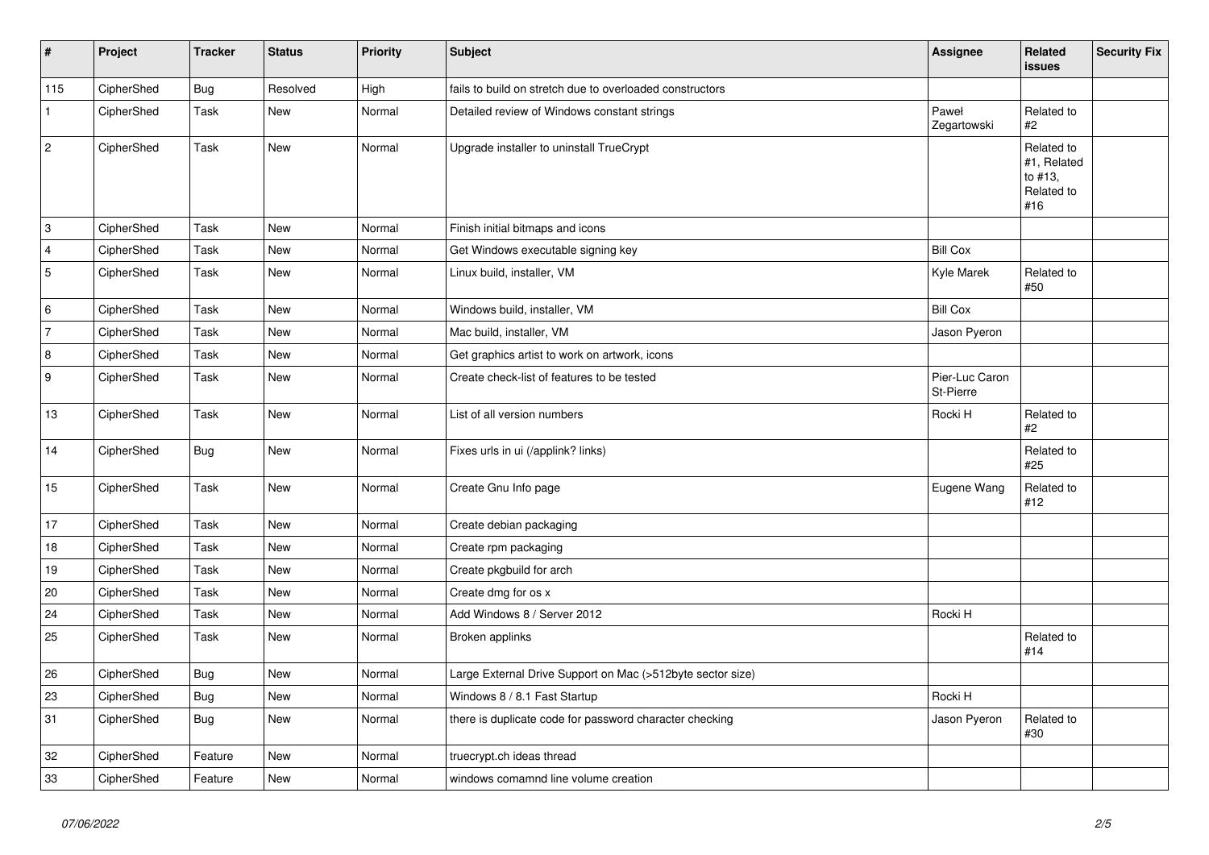| # | Project | Tracker | Status | Priority | Subject | Assignee | Related issues | Security Fix |
|---|---|---|---|---|---|---|---|---|
| 115 | CipherShed | Bug | Resolved | High | fails to build on stretch due to overloaded constructors | | | |
| 1 | CipherShed | Task | New | Normal | Detailed review of Windows constant strings | Paweł Zegartowski | Related to #2 | |
| 2 | CipherShed | Task | New | Normal | Upgrade installer to uninstall TrueCrypt | | Related to #1, Related to #13, Related to #16 | |
| 3 | CipherShed | Task | New | Normal | Finish initial bitmaps and icons | | | |
| 4 | CipherShed | Task | New | Normal | Get Windows executable signing key | Bill Cox | | |
| 5 | CipherShed | Task | New | Normal | Linux build, installer, VM | Kyle Marek | Related to #50 | |
| 6 | CipherShed | Task | New | Normal | Windows build, installer, VM | Bill Cox | | |
| 7 | CipherShed | Task | New | Normal | Mac build, installer, VM | Jason Pyeron | | |
| 8 | CipherShed | Task | New | Normal | Get graphics artist to work on artwork, icons | | | |
| 9 | CipherShed | Task | New | Normal | Create check-list of features to be tested | Pier-Luc Caron St-Pierre | | |
| 13 | CipherShed | Task | New | Normal | List of all version numbers | Rocki H | Related to #2 | |
| 14 | CipherShed | Bug | New | Normal | Fixes urls in ui (/applink? links) | | Related to #25 | |
| 15 | CipherShed | Task | New | Normal | Create Gnu Info page | Eugene Wang | Related to #12 | |
| 17 | CipherShed | Task | New | Normal | Create debian packaging | | | |
| 18 | CipherShed | Task | New | Normal | Create rpm packaging | | | |
| 19 | CipherShed | Task | New | Normal | Create pkgbuild for arch | | | |
| 20 | CipherShed | Task | New | Normal | Create dmg for os x | | | |
| 24 | CipherShed | Task | New | Normal | Add Windows 8 / Server 2012 | Rocki H | | |
| 25 | CipherShed | Task | New | Normal | Broken applinks | | Related to #14 | |
| 26 | CipherShed | Bug | New | Normal | Large External Drive Support on Mac (>512byte sector size) | | | |
| 23 | CipherShed | Bug | New | Normal | Windows 8 / 8.1 Fast Startup | Rocki H | | |
| 31 | CipherShed | Bug | New | Normal | there is duplicate code for password character checking | Jason Pyeron | Related to #30 | |
| 32 | CipherShed | Feature | New | Normal | truecrypt.ch ideas thread | | | |
| 33 | CipherShed | Feature | New | Normal | windows comamnd line volume creation | | | |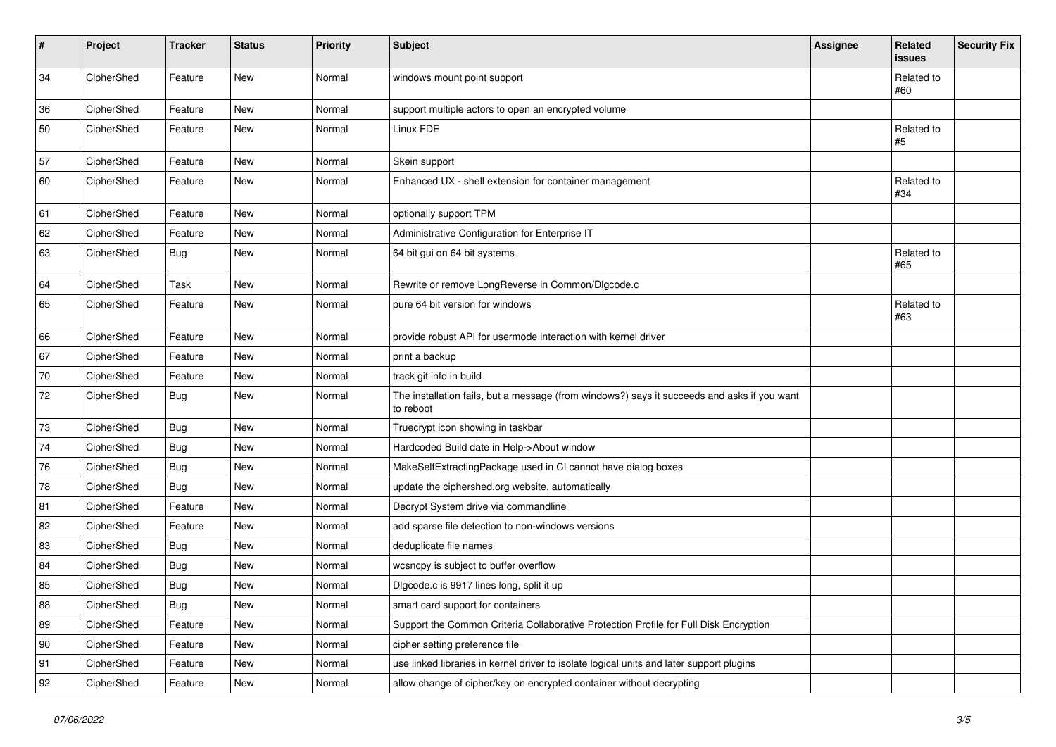| # | Project | Tracker | Status | Priority | Subject | Assignee | Related issues | Security Fix |
|---|---|---|---|---|---|---|---|---|
| 34 | CipherShed | Feature | New | Normal | windows mount point support | | Related to #60 | |
| 36 | CipherShed | Feature | New | Normal | support multiple actors to open an encrypted volume | | | |
| 50 | CipherShed | Feature | New | Normal | Linux FDE | | Related to #5 | |
| 57 | CipherShed | Feature | New | Normal | Skein support | | | |
| 60 | CipherShed | Feature | New | Normal | Enhanced UX - shell extension for container management | | Related to #34 | |
| 61 | CipherShed | Feature | New | Normal | optionally support TPM | | | |
| 62 | CipherShed | Feature | New | Normal | Administrative Configuration for Enterprise IT | | | |
| 63 | CipherShed | Bug | New | Normal | 64 bit gui on 64 bit systems | | Related to #65 | |
| 64 | CipherShed | Task | New | Normal | Rewrite or remove LongReverse in Common/Dlgcode.c | | | |
| 65 | CipherShed | Feature | New | Normal | pure 64 bit version for windows | | Related to #63 | |
| 66 | CipherShed | Feature | New | Normal | provide robust API for usermode interaction with kernel driver | | | |
| 67 | CipherShed | Feature | New | Normal | print a backup | | | |
| 70 | CipherShed | Feature | New | Normal | track git info in build | | | |
| 72 | CipherShed | Bug | New | Normal | The installation fails, but a message (from windows?) says it succeeds and asks if you want to reboot | | | |
| 73 | CipherShed | Bug | New | Normal | Truecrypt icon showing in taskbar | | | |
| 74 | CipherShed | Bug | New | Normal | Hardcoded Build date in Help->About window | | | |
| 76 | CipherShed | Bug | New | Normal | MakeSelfExtractingPackage used in CI cannot have dialog boxes | | | |
| 78 | CipherShed | Bug | New | Normal | update the ciphershed.org website, automatically | | | |
| 81 | CipherShed | Feature | New | Normal | Decrypt System drive via commandline | | | |
| 82 | CipherShed | Feature | New | Normal | add sparse file detection to non-windows versions | | | |
| 83 | CipherShed | Bug | New | Normal | deduplicate file names | | | |
| 84 | CipherShed | Bug | New | Normal | wcsncpy is subject to buffer overflow | | | |
| 85 | CipherShed | Bug | New | Normal | Dlgcode.c is 9917 lines long, split it up | | | |
| 88 | CipherShed | Bug | New | Normal | smart card support for containers | | | |
| 89 | CipherShed | Feature | New | Normal | Support the Common Criteria Collaborative Protection Profile for Full Disk Encryption | | | |
| 90 | CipherShed | Feature | New | Normal | cipher setting preference file | | | |
| 91 | CipherShed | Feature | New | Normal | use linked libraries in kernel driver to isolate logical units and later support plugins | | | |
| 92 | CipherShed | Feature | New | Normal | allow change of cipher/key on encrypted container without decrypting | | | |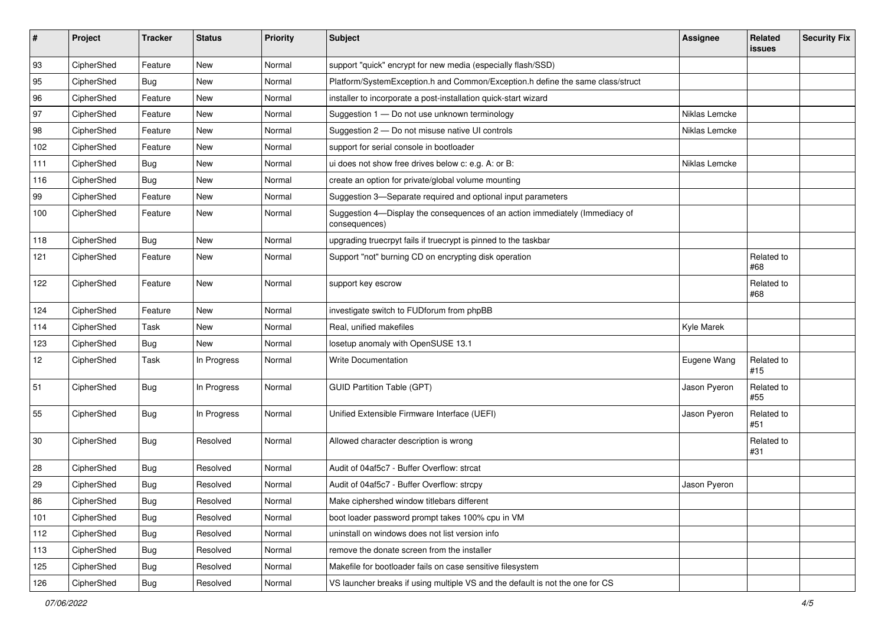| # | Project | Tracker | Status | Priority | Subject | Assignee | Related issues | Security Fix |
|---|---|---|---|---|---|---|---|---|
| 93 | CipherShed | Feature | New | Normal | support "quick" encrypt for new media (especially flash/SSD) | | | |
| 95 | CipherShed | Bug | New | Normal | Platform/SystemException.h and Common/Exception.h define the same class/struct | | | |
| 96 | CipherShed | Feature | New | Normal | installer to incorporate a post-installation quick-start wizard | | | |
| 97 | CipherShed | Feature | New | Normal | Suggestion 1 — Do not use unknown terminology | Niklas Lemcke | | |
| 98 | CipherShed | Feature | New | Normal | Suggestion 2 — Do not misuse native UI controls | Niklas Lemcke | | |
| 102 | CipherShed | Feature | New | Normal | support for serial console in bootloader | | | |
| 111 | CipherShed | Bug | New | Normal | ui does not show free drives below c: e.g. A: or B: | Niklas Lemcke | | |
| 116 | CipherShed | Bug | New | Normal | create an option for private/global volume mounting | | | |
| 99 | CipherShed | Feature | New | Normal | Suggestion 3—Separate required and optional input parameters | | | |
| 100 | CipherShed | Feature | New | Normal | Suggestion 4—Display the consequences of an action immediately (Immediacy of consequences) | | | |
| 118 | CipherShed | Bug | New | Normal | upgrading truecrpyt fails if truecrypt is pinned to the taskbar | | | |
| 121 | CipherShed | Feature | New | Normal | Support "not" burning CD on encrypting disk operation | | Related to #68 | |
| 122 | CipherShed | Feature | New | Normal | support key escrow | | Related to #68 | |
| 124 | CipherShed | Feature | New | Normal | investigate switch to FUDforum from phpBB | | | |
| 114 | CipherShed | Task | New | Normal | Real, unified makefiles | Kyle Marek | | |
| 123 | CipherShed | Bug | New | Normal | losetup anomaly with OpenSUSE 13.1 | | | |
| 12 | CipherShed | Task | In Progress | Normal | Write Documentation | Eugene Wang | Related to #15 | |
| 51 | CipherShed | Bug | In Progress | Normal | GUID Partition Table (GPT) | Jason Pyeron | Related to #55 | |
| 55 | CipherShed | Bug | In Progress | Normal | Unified Extensible Firmware Interface (UEFI) | Jason Pyeron | Related to #51 | |
| 30 | CipherShed | Bug | Resolved | Normal | Allowed character description is wrong | | Related to #31 | |
| 28 | CipherShed | Bug | Resolved | Normal | Audit of 04af5c7 - Buffer Overflow: strcat | | | |
| 29 | CipherShed | Bug | Resolved | Normal | Audit of 04af5c7 - Buffer Overflow: strcpy | Jason Pyeron | | |
| 86 | CipherShed | Bug | Resolved | Normal | Make ciphershed window titlebars different | | | |
| 101 | CipherShed | Bug | Resolved | Normal | boot loader password prompt takes 100% cpu in VM | | | |
| 112 | CipherShed | Bug | Resolved | Normal | uninstall on windows does not list version info | | | |
| 113 | CipherShed | Bug | Resolved | Normal | remove the donate screen from the installer | | | |
| 125 | CipherShed | Bug | Resolved | Normal | Makefile for bootloader fails on case sensitive filesystem | | | |
| 126 | CipherShed | Bug | Resolved | Normal | VS launcher breaks if using multiple VS and the default is not the one for CS | | | |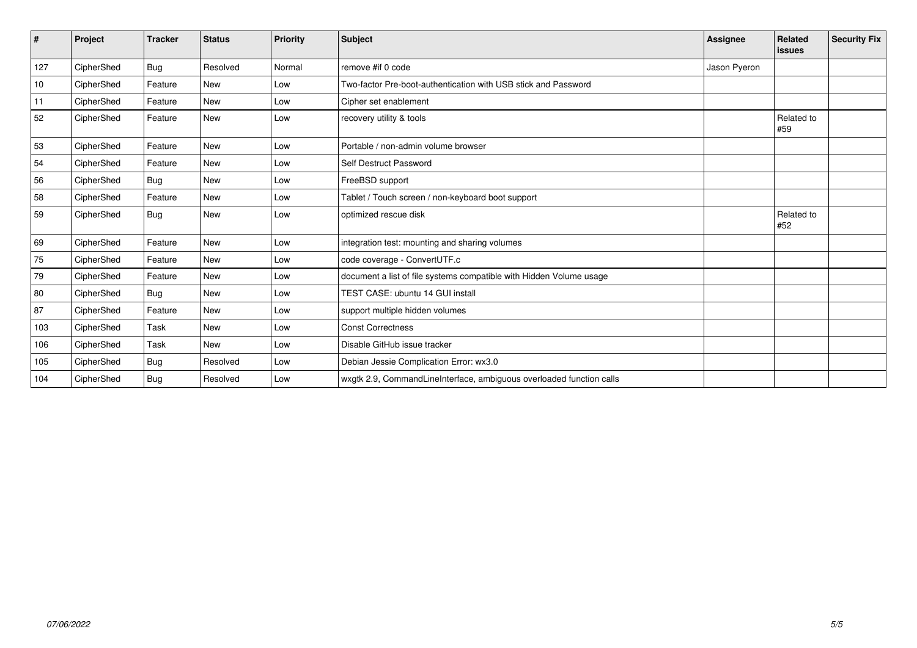| # | Project | Tracker | Status | Priority | Subject | Assignee | Related issues | Security Fix |
|---|---|---|---|---|---|---|---|---|
| 127 | CipherShed | Bug | Resolved | Normal | remove #if 0 code | Jason Pyeron | | |
| 10 | CipherShed | Feature | New | Low | Two-factor Pre-boot-authentication with USB stick and Password | | | |
| 11 | CipherShed | Feature | New | Low | Cipher set enablement | | | |
| 52 | CipherShed | Feature | New | Low | recovery utility & tools | | Related to #59 | |
| 53 | CipherShed | Feature | New | Low | Portable / non-admin volume browser | | | |
| 54 | CipherShed | Feature | New | Low | Self Destruct Password | | | |
| 56 | CipherShed | Bug | New | Low | FreeBSD support | | | |
| 58 | CipherShed | Feature | New | Low | Tablet / Touch screen / non-keyboard boot support | | | |
| 59 | CipherShed | Bug | New | Low | optimized rescue disk | | Related to #52 | |
| 69 | CipherShed | Feature | New | Low | integration test: mounting and sharing volumes | | | |
| 75 | CipherShed | Feature | New | Low | code coverage - ConvertUTF.c | | | |
| 79 | CipherShed | Feature | New | Low | document a list of file systems compatible with Hidden Volume usage | | | |
| 80 | CipherShed | Bug | New | Low | TEST CASE: ubuntu 14 GUI install | | | |
| 87 | CipherShed | Feature | New | Low | support multiple hidden volumes | | | |
| 103 | CipherShed | Task | New | Low | Const Correctness | | | |
| 106 | CipherShed | Task | New | Low | Disable GitHub issue tracker | | | |
| 105 | CipherShed | Bug | Resolved | Low | Debian Jessie Complication Error: wx3.0 | | | |
| 104 | CipherShed | Bug | Resolved | Low | wxgtk 2.9, CommandLineInterface, ambiguous overloaded function calls | | | |

*07/06/2022*